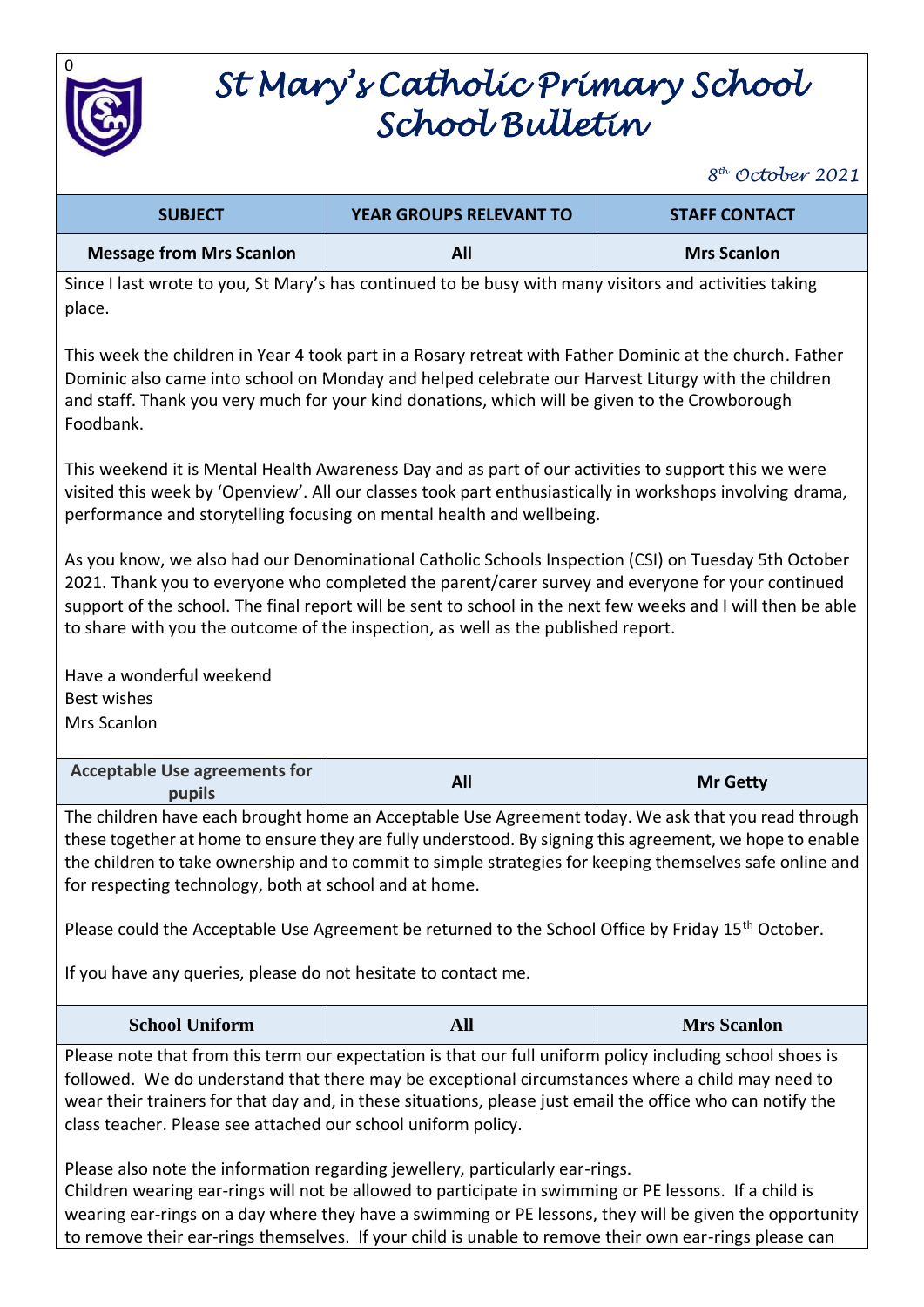0

# St Mary's Catholic Primary School
# School Bulletin

*8th October 2021*

| SUBJECT | YEAR GROUPS RELEVANT TO | STAFF CONTACT |
| --- | --- | --- |
| **Message from Mrs Scanlon** | **All** | **Mrs Scanlon** |

Since I last wrote to you, St Mary's has continued to be busy with many visitors and activities taking place.

This week the children in Year 4 took part in a Rosary retreat with Father Dominic at the church. Father Dominic also came into school on Monday and helped celebrate our Harvest Liturgy with the children and staff. Thank you very much for your kind donations, which will be given to the Crowborough Foodbank.

This weekend it is Mental Health Awareness Day and as part of our activities to support this we were visited this week by 'Openview'. All our classes took part enthusiastically in workshops involving drama, performance and storytelling focusing on mental health and wellbeing.

As you know, we also had our Denominational Catholic Schools Inspection (CSI) on Tuesday 5th October 2021. Thank you to everyone who completed the parent/carer survey and everyone for your continued support of the school. The final report will be sent to school in the next few weeks and I will then be able to share with you the outcome of the inspection, as well as the published report.

Have a wonderful weekend
Best wishes
Mrs Scanlon

| | | |
| --- | --- | --- |
| **Acceptable Use agreements for pupils** | **All** | **Mr Getty** |

The children have each brought home an Acceptable Use Agreement today. We ask that you read through these together at home to ensure they are fully understood. By signing this agreement, we hope to enable the children to take ownership and to commit to simple strategies for keeping themselves safe online and for respecting technology, both at school and at home.

Please could the Acceptable Use Agreement be returned to the School Office by Friday 15th October.

If you have any queries, please do not hesitate to contact me.

| | | |
| --- | --- | --- |
| **School Uniform** | **All** | **Mrs Scanlon** |

Please note that from this term our expectation is that our full uniform policy including school shoes is followed. We do understand that there may be exceptional circumstances where a child may need to wear their trainers for that day and, in these situations, please just email the office who can notify the class teacher. Please see attached our school uniform policy.

Please also note the information regarding jewellery, particularly ear-rings.
Children wearing ear-rings will not be allowed to participate in swimming or PE lessons. If a child is wearing ear-rings on a day where they have a swimming or PE lessons, they will be given the opportunity to remove their ear-rings themselves. If your child is unable to remove their own ear-rings please can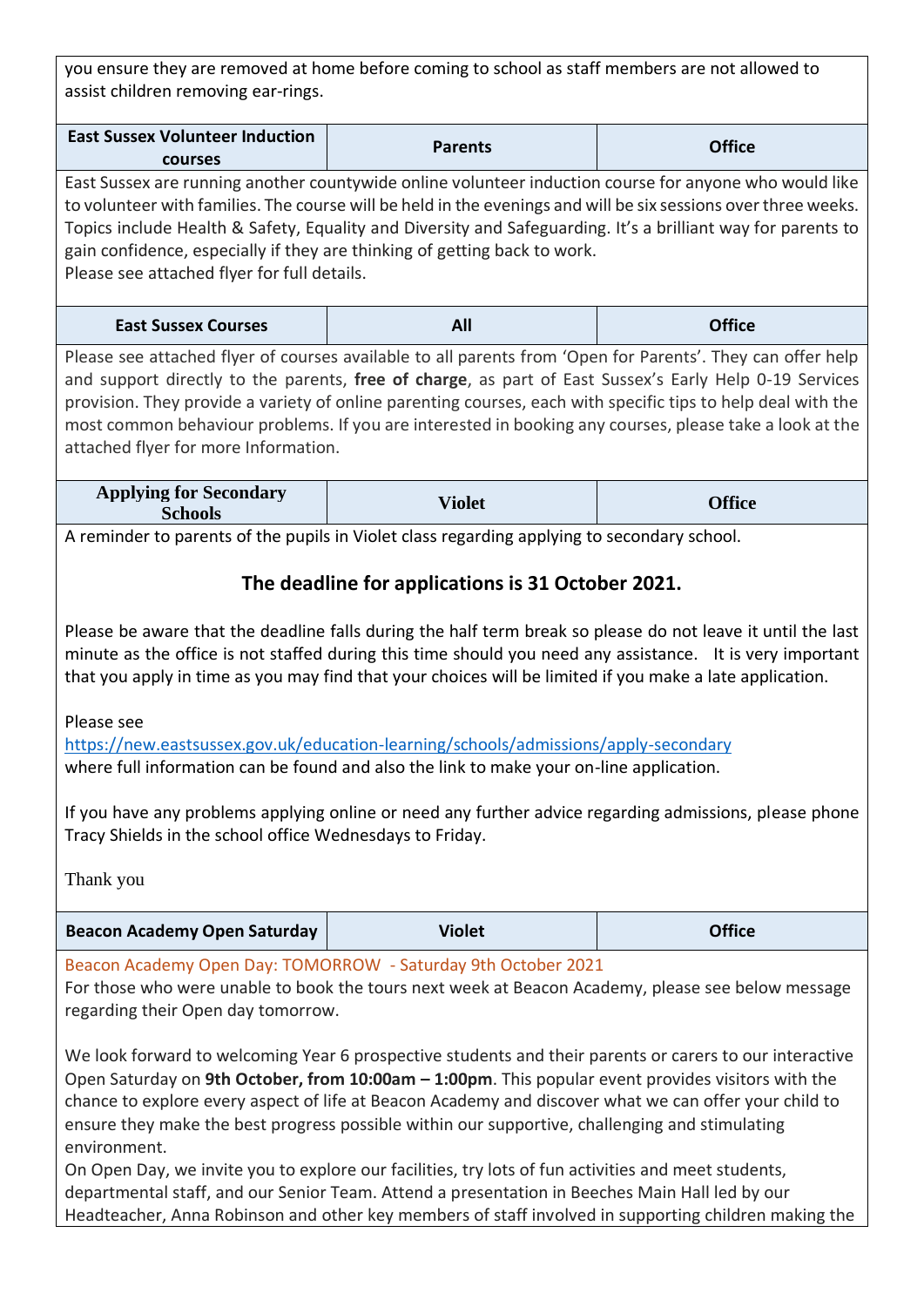you ensure they are removed at home before coming to school as staff members are not allowed to assist children removing ear-rings.

| East Sussex Volunteer Induction courses | Parents | Office |
|---|---|---|

East Sussex are running another countywide online volunteer induction course for anyone who would like to volunteer with families. The course will be held in the evenings and will be six sessions over three weeks. Topics include Health & Safety, Equality and Diversity and Safeguarding. It's a brilliant way for parents to gain confidence, especially if they are thinking of getting back to work.
Please see attached flyer for full details.

| East Sussex Courses | All | Office |
|---|---|---|

Please see attached flyer of courses available to all parents from 'Open for Parents'. They can offer help and support directly to the parents, **free of charge**, as part of East Sussex's Early Help 0-19 Services provision. They provide a variety of online parenting courses, each with specific tips to help deal with the most common behaviour problems. If you are interested in booking any courses, please take a look at the attached flyer for more Information.

| Applying for Secondary Schools | Violet | Office |
|---|---|---|

A reminder to parents of the pupils in Violet class regarding applying to secondary school.

**The deadline for applications is 31 October 2021.**

Please be aware that the deadline falls during the half term break so please do not leave it until the last minute as the office is not staffed during this time should you need any assistance. It is very important that you apply in time as you may find that your choices will be limited if you make a late application.

Please see
https://new.eastsussex.gov.uk/education-learning/schools/admissions/apply-secondary
where full information can be found and also the link to make your on-line application.

If you have any problems applying online or need any further advice regarding admissions, please phone Tracy Shields in the school office Wednesdays to Friday.

Thank you

| Beacon Academy Open Saturday | Violet | Office |
|---|---|---|

Beacon Academy Open Day: TOMORROW - Saturday 9th October 2021
For those who were unable to book the tours next week at Beacon Academy, please see below message regarding their Open day tomorrow.

We look forward to welcoming Year 6 prospective students and their parents or carers to our interactive Open Saturday on **9th October, from 10:00am – 1:00pm**. This popular event provides visitors with the chance to explore every aspect of life at Beacon Academy and discover what we can offer your child to ensure they make the best progress possible within our supportive, challenging and stimulating environment.
On Open Day, we invite you to explore our facilities, try lots of fun activities and meet students, departmental staff, and our Senior Team. Attend a presentation in Beeches Main Hall led by our Headteacher, Anna Robinson and other key members of staff involved in supporting children making the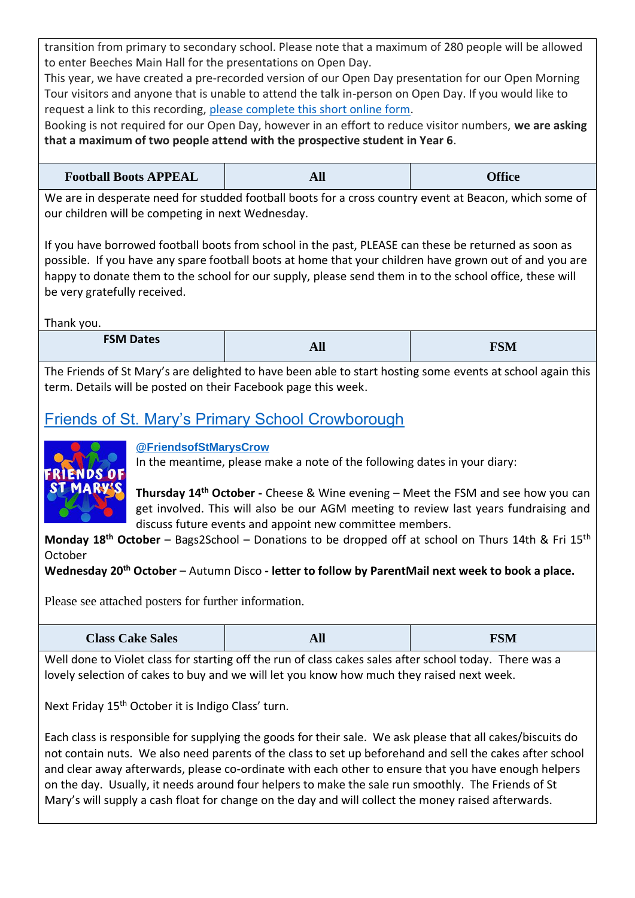transition from primary to secondary school. Please note that a maximum of 280 people will be allowed to enter Beeches Main Hall for the presentations on Open Day.
This year, we have created a pre-recorded version of our Open Day presentation for our Open Morning Tour visitors and anyone that is unable to attend the talk in-person on Open Day. If you would like to request a link to this recording, please complete this short online form.
Booking is not required for our Open Day, however in an effort to reduce visitor numbers, **we are asking that a maximum of two people attend with the prospective student in Year 6**.

| Football Boots APPEAL | All | Office |
|---|---|---|

We are in desperate need for studded football boots for a cross country event at Beacon, which some of our children will be competing in next Wednesday.

If you have borrowed football boots from school in the past, PLEASE can these be returned as soon as possible. If you have any spare football boots at home that your children have grown out of and you are happy to donate them to the school for our supply, please send them in to the school office, these will be very gratefully received.

Thank you.

| FSM Dates | All | FSM |
|---|---|---|

The Friends of St Mary's are delighted to have been able to start hosting some events at school again this term. Details will be posted on their Facebook page this week.

## Friends of St. Mary's Primary School Crowborough

**@FriendsofStMarysCrow**
In the meantime, please make a note of the following dates in your diary:

**Thursday 14th October -** Cheese & Wine evening – Meet the FSM and see how you can get involved. This will also be our AGM meeting to review last years fundraising and discuss future events and appoint new committee members.
**Monday 18th October** – Bags2School – Donations to be dropped off at school on Thurs 14th & Fri 15th October
**Wednesday 20th October** – Autumn Disco **- letter to follow by ParentMail next week to book a place.**

Please see attached posters for further information.

| Class Cake Sales | All | FSM |
|---|---|---|

Well done to Violet class for starting off the run of class cakes sales after school today. There was a lovely selection of cakes to buy and we will let you know how much they raised next week.

Next Friday 15th October it is Indigo Class' turn.

Each class is responsible for supplying the goods for their sale. We ask please that all cakes/biscuits do not contain nuts. We also need parents of the class to set up beforehand and sell the cakes after school and clear away afterwards, please co-ordinate with each other to ensure that you have enough helpers on the day. Usually, it needs around four helpers to make the sale run smoothly. The Friends of St Mary's will supply a cash float for change on the day and will collect the money raised afterwards.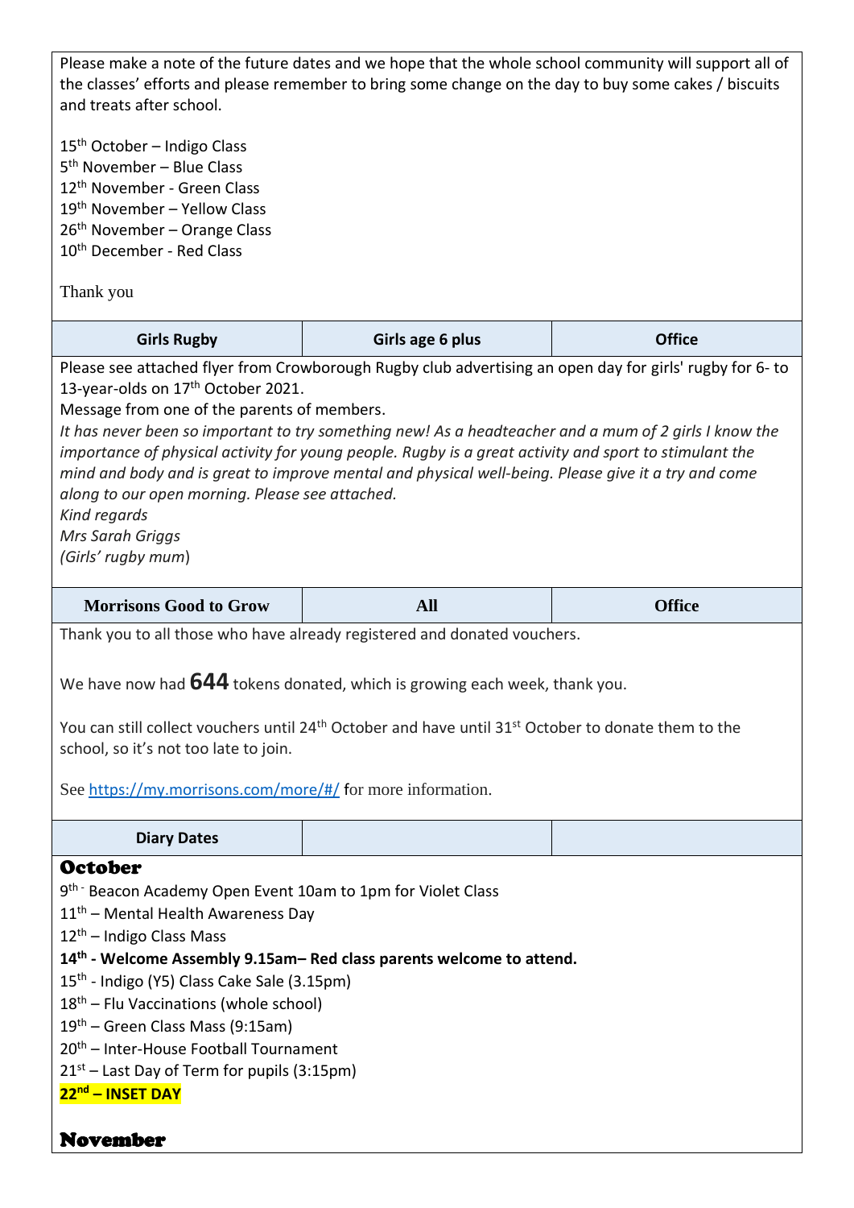Please make a note of the future dates and we hope that the whole school community will support all of the classes' efforts and please remember to bring some change on the day to buy some cakes / biscuits and treats after school.

15th October – Indigo Class
5th November – Blue Class
12th November - Green Class
19th November – Yellow Class
26th November – Orange Class
10th December - Red Class

Thank you

| Girls Rugby | Girls age 6 plus | Office |
| --- | --- | --- |

Please see attached flyer from Crowborough Rugby club advertising an open day for girls' rugby for 6- to 13-year-olds on 17th October 2021.

Message from one of the parents of members.

*It has never been so important to try something new! As a headteacher and a mum of 2 girls I know the importance of physical activity for young people. Rugby is a great activity and sport to stimulant the mind and body and is great to improve mental and physical well-being. Please give it a try and come along to our open morning. Please see attached.*
*Kind regards*
*Mrs Sarah Griggs*
*(Girls' rugby mum)*

| Morrisons Good to Grow | All | Office |
| --- | --- | --- |

Thank you to all those who have already registered and donated vouchers.

We have now had **644** tokens donated, which is growing each week, thank you.

You can still collect vouchers until 24th October and have until 31st October to donate them to the school, so it's not too late to join.

See https://my.morrisons.com/more/#/ for more information.

| Diary Dates | | |
| --- | --- | --- |

## October

9th - Beacon Academy Open Event 10am to 1pm for Violet Class
11th – Mental Health Awareness Day
12th – Indigo Class Mass
**14th - Welcome Assembly 9.15am– Red class parents welcome to attend.**
15th - Indigo (Y5) Class Cake Sale (3.15pm)
18th – Flu Vaccinations (whole school)
19th – Green Class Mass (9:15am)
20th – Inter-House Football Tournament
21st – Last Day of Term for pupils (3:15pm)
**22nd – INSET DAY**

## November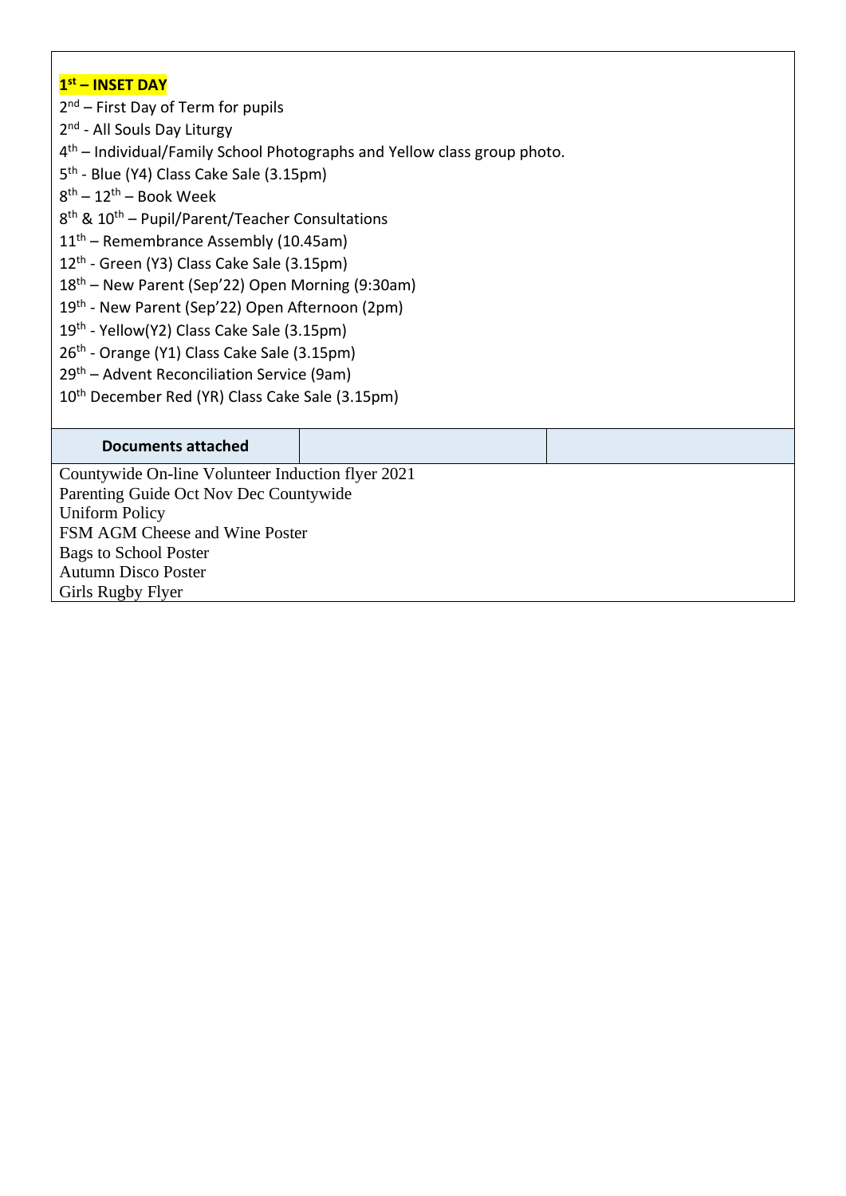**1st – INSET DAY**

2nd – First Day of Term for pupils

2nd - All Souls Day Liturgy

4th – Individual/Family School Photographs and Yellow class group photo.

5th - Blue (Y4) Class Cake Sale (3.15pm)

8th – 12th – Book Week

8th & 10th – Pupil/Parent/Teacher Consultations

11th – Remembrance Assembly (10.45am)

12th - Green (Y3) Class Cake Sale (3.15pm)

18th – New Parent (Sep'22) Open Morning (9:30am)

19th - New Parent (Sep'22) Open Afternoon (2pm)

19th - Yellow(Y2) Class Cake Sale (3.15pm)

26th - Orange (Y1) Class Cake Sale (3.15pm)

29th – Advent Reconciliation Service (9am)

10th December Red (YR) Class Cake Sale (3.15pm)

| Documents attached | | |
|---|---|---|

Countywide On-line Volunteer Induction flyer 2021
Parenting Guide Oct Nov Dec Countywide
Uniform Policy
FSM AGM Cheese and Wine Poster
Bags to School Poster
Autumn Disco Poster
Girls Rugby Flyer